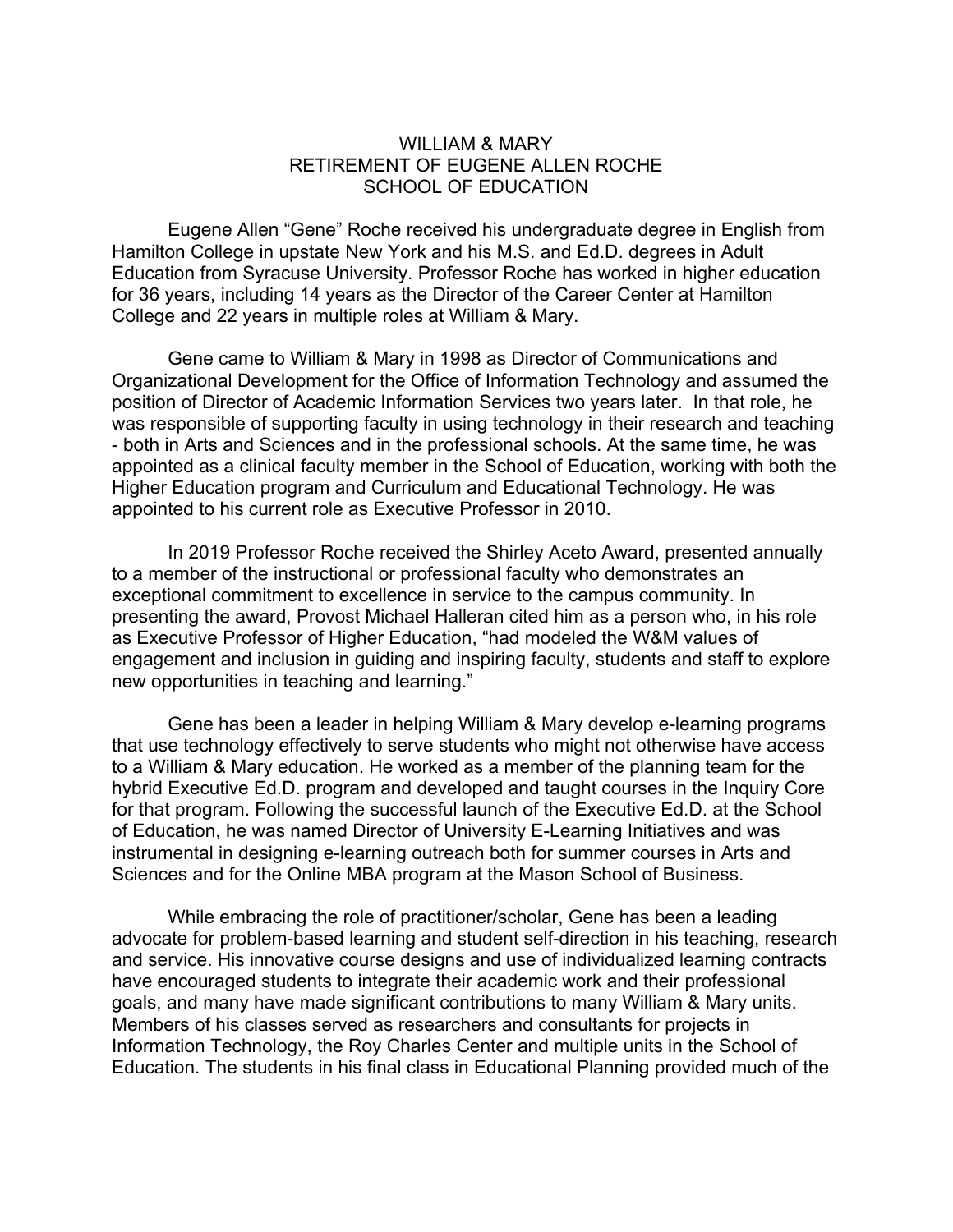# WILLIAM & MARY
## RETIREMENT OF EUGENE ALLEN ROCHE
## SCHOOL OF EDUCATION

Eugene Allen "Gene" Roche received his undergraduate degree in English from Hamilton College in upstate New York and his M.S. and Ed.D. degrees in Adult Education from Syracuse University. Professor Roche has worked in higher education for 36 years, including 14 years as the Director of the Career Center at Hamilton College and 22 years in multiple roles at William & Mary.

Gene came to William & Mary in 1998 as Director of Communications and Organizational Development for the Office of Information Technology and assumed the position of Director of Academic Information Services two years later. In that role, he was responsible of supporting faculty in using technology in their research and teaching - both in Arts and Sciences and in the professional schools. At the same time, he was appointed as a clinical faculty member in the School of Education, working with both the Higher Education program and Curriculum and Educational Technology. He was appointed to his current role as Executive Professor in 2010.

In 2019 Professor Roche received the Shirley Aceto Award, presented annually to a member of the instructional or professional faculty who demonstrates an exceptional commitment to excellence in service to the campus community. In presenting the award, Provost Michael Halleran cited him as a person who, in his role as Executive Professor of Higher Education, "had modeled the W&M values of engagement and inclusion in guiding and inspiring faculty, students and staff to explore new opportunities in teaching and learning."

Gene has been a leader in helping William & Mary develop e-learning programs that use technology effectively to serve students who might not otherwise have access to a William & Mary education. He worked as a member of the planning team for the hybrid Executive Ed.D. program and developed and taught courses in the Inquiry Core for that program. Following the successful launch of the Executive Ed.D. at the School of Education, he was named Director of University E-Learning Initiatives and was instrumental in designing e-learning outreach both for summer courses in Arts and Sciences and for the Online MBA program at the Mason School of Business.

While embracing the role of practitioner/scholar, Gene has been a leading advocate for problem-based learning and student self-direction in his teaching, research and service. His innovative course designs and use of individualized learning contracts have encouraged students to integrate their academic work and their professional goals, and many have made significant contributions to many William & Mary units. Members of his classes served as researchers and consultants for projects in Information Technology, the Roy Charles Center and multiple units in the School of Education. The students in his final class in Educational Planning provided much of the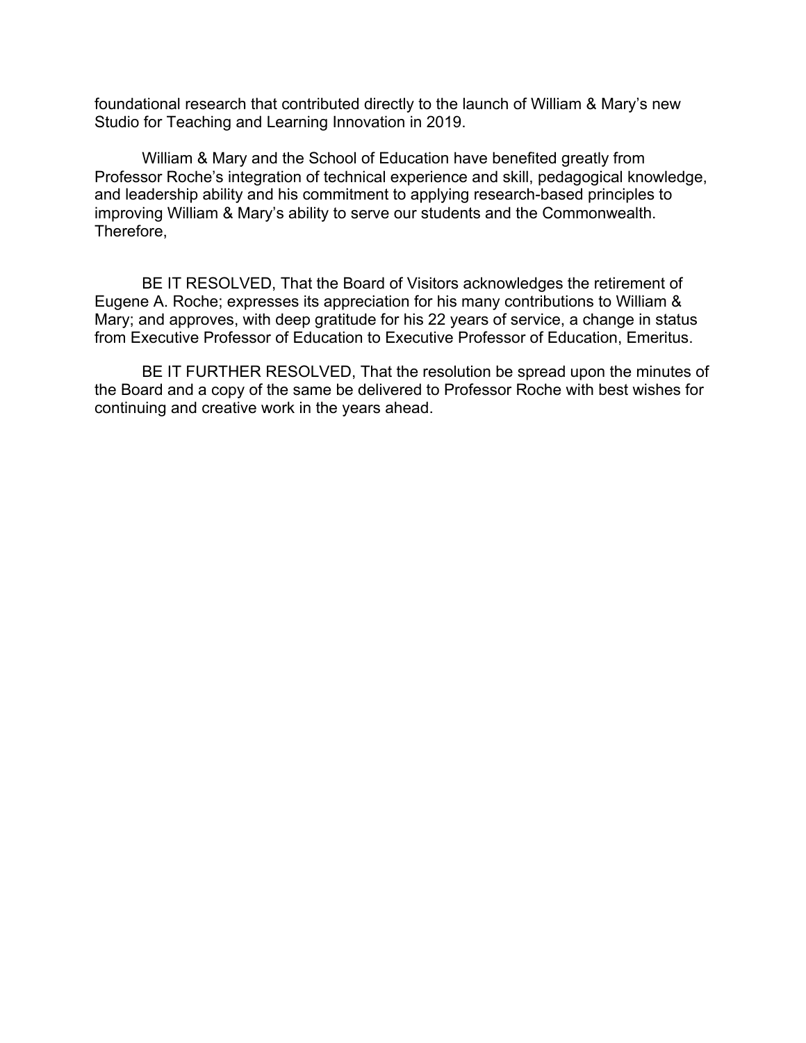foundational research that contributed directly to the launch of William & Mary's new Studio for Teaching and Learning Innovation in 2019.

William & Mary and the School of Education have benefited greatly from Professor Roche's integration of technical experience and skill, pedagogical knowledge, and leadership ability and his commitment to applying research-based principles to improving William & Mary's ability to serve our students and the Commonwealth. Therefore,

BE IT RESOLVED, That the Board of Visitors acknowledges the retirement of Eugene A. Roche; expresses its appreciation for his many contributions to William & Mary; and approves, with deep gratitude for his 22 years of service, a change in status from Executive Professor of Education to Executive Professor of Education, Emeritus.

BE IT FURTHER RESOLVED, That the resolution be spread upon the minutes of the Board and a copy of the same be delivered to Professor Roche with best wishes for continuing and creative work in the years ahead.